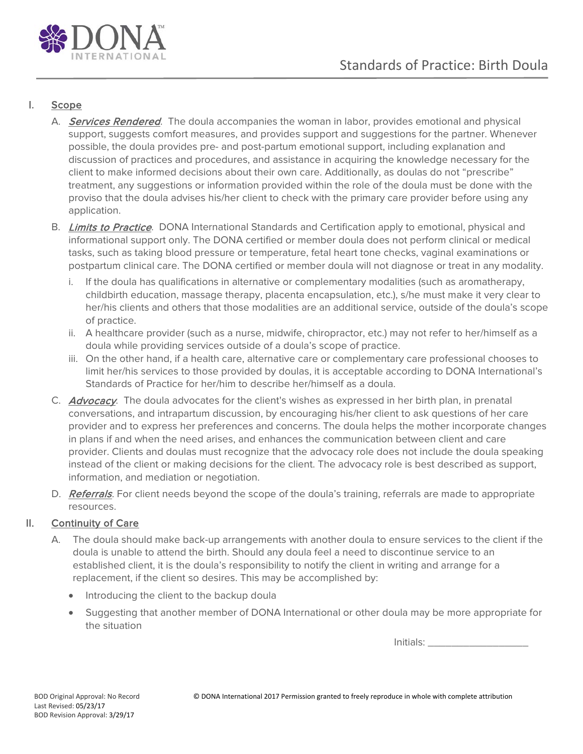DONA INTERNATIONAL

# Standards of Practice: Birth Doula

## I. Scope

A. ***Services Rendered***. The doula accompanies the woman in labor, provides emotional and physical support, suggests comfort measures, and provides support and suggestions for the partner. Whenever possible, the doula provides pre- and post-partum emotional support, including explanation and discussion of practices and procedures, and assistance in acquiring the knowledge necessary for the client to make informed decisions about their own care. Additionally, as doulas do not "prescribe" treatment, any suggestions or information provided within the role of the doula must be done with the proviso that the doula advises his/her client to check with the primary care provider before using any application.

B. ***Limits to Practice***. DONA International Standards and Certification apply to emotional, physical and informational support only. The DONA certified or member doula does not perform clinical or medical tasks, such as taking blood pressure or temperature, fetal heart tone checks, vaginal examinations or postpartum clinical care. The DONA certified or member doula will not diagnose or treat in any modality.

   i. If the doula has qualifications in alternative or complementary modalities (such as aromatherapy, childbirth education, massage therapy, placenta encapsulation, etc.), s/he must make it very clear to her/his clients and others that those modalities are an additional service, outside of the doula's scope of practice.

   ii. A healthcare provider (such as a nurse, midwife, chiropractor, etc.) may not refer to her/himself as a doula while providing services outside of a doula's scope of practice.

   iii. On the other hand, if a health care, alternative care or complementary care professional chooses to limit her/his services to those provided by doulas, it is acceptable according to DONA International's Standards of Practice for her/him to describe her/himself as a doula.

C. ***Advocacy***. The doula advocates for the client's wishes as expressed in her birth plan, in prenatal conversations, and intrapartum discussion, by encouraging his/her client to ask questions of her care provider and to express her preferences and concerns. The doula helps the mother incorporate changes in plans if and when the need arises, and enhances the communication between client and care provider. Clients and doulas must recognize that the advocacy role does not include the doula speaking instead of the client or making decisions for the client. The advocacy role is best described as support, information, and mediation or negotiation.

D. ***Referrals***. For client needs beyond the scope of the doula's training, referrals are made to appropriate resources.

## II. Continuity of Care

A. The doula should make back-up arrangements with another doula to ensure services to the client if the doula is unable to attend the birth. Should any doula feel a need to discontinue service to an established client, it is the doula's responsibility to notify the client in writing and arrange for a replacement, if the client so desires. This may be accomplished by:

- Introducing the client to the backup doula
- Suggesting that another member of DONA International or other doula may be more appropriate for the situation

Initials: ___________________

BOD Original Approval: No Record
Last Revised: 05/23/17
BOD Revision Approval: 3/29/17

© DONA International 2017 Permission granted to freely reproduce in whole with complete attribution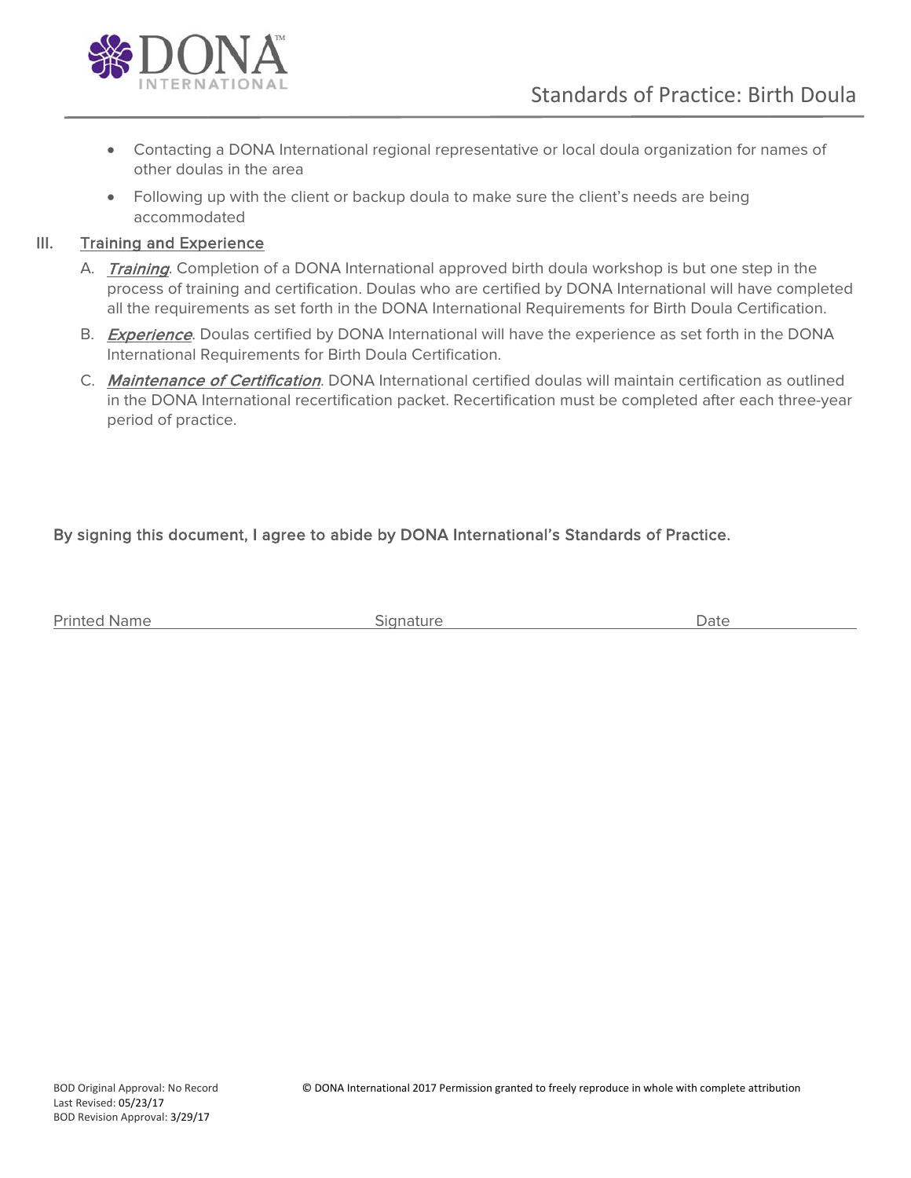- Contacting a DONA International regional representative or local doula organization for names of other doulas in the area
- Following up with the client or backup doula to make sure the client's needs are being accommodated

## III. Training and Experience

A. ***Training***. Completion of a DONA International approved birth doula workshop is but one step in the process of training and certification. Doulas who are certified by DONA International will have completed all the requirements as set forth in the DONA International Requirements for Birth Doula Certification.

B. ***Experience***. Doulas certified by DONA International will have the experience as set forth in the DONA International Requirements for Birth Doula Certification.

C. ***Maintenance of Certification***. DONA International certified doulas will maintain certification as outlined in the DONA International recertification packet. Recertification must be completed after each three-year period of practice.

**By signing this document, I agree to abide by DONA International's Standards of Practice.**

Printed Name \_\_\_\_\_\_\_\_\_\_\_\_\_\_\_\_\_\_\_\_ Signature \_\_\_\_\_\_\_\_\_\_\_\_\_\_\_\_\_\_\_\_ Date \_\_\_\_\_\_\_\_\_\_

BOD Original Approval: No Record
Last Revised: 05/23/17
BOD Revision Approval: 3/29/17

© DONA International 2017 Permission granted to freely reproduce in whole with complete attribution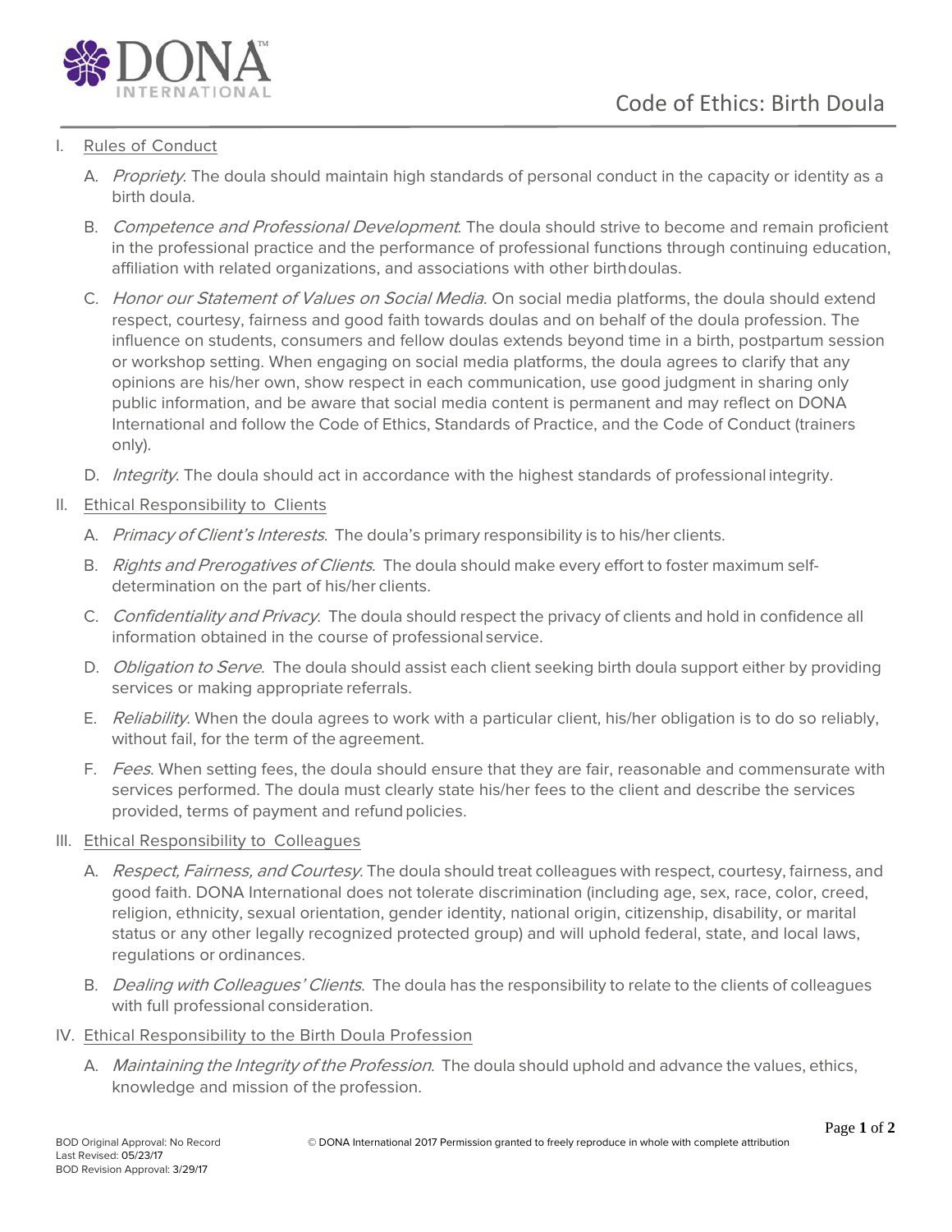# Code of Ethics: Birth Doula

I. Rules of Conduct

A. *Propriety*. The doula should maintain high standards of personal conduct in the capacity or identity as a birth doula.

B. *Competence and Professional Development*. The doula should strive to become and remain proficient in the professional practice and the performance of professional functions through continuing education, affiliation with related organizations, and associations with other birth doulas.

C. *Honor our Statement of Values on Social Media.* On social media platforms, the doula should extend respect, courtesy, fairness and good faith towards doulas and on behalf of the doula profession. The influence on students, consumers and fellow doulas extends beyond time in a birth, postpartum session or workshop setting. When engaging on social media platforms, the doula agrees to clarify that any opinions are his/her own, show respect in each communication, use good judgment in sharing only public information, and be aware that social media content is permanent and may reflect on DONA International and follow the Code of Ethics, Standards of Practice, and the Code of Conduct (trainers only).

D. *Integrity*. The doula should act in accordance with the highest standards of professional integrity.

II. Ethical Responsibility to Clients

A. *Primacy of Client's Interests*. The doula's primary responsibility is to his/her clients.

B. *Rights and Prerogatives of Clients*. The doula should make every effort to foster maximum self-determination on the part of his/her clients.

C. *Confidentiality and Privacy*. The doula should respect the privacy of clients and hold in confidence all information obtained in the course of professional service.

D. *Obligation to Serve*. The doula should assist each client seeking birth doula support either by providing services or making appropriate referrals.

E. *Reliability*. When the doula agrees to work with a particular client, his/her obligation is to do so reliably, without fail, for the term of the agreement.

F. *Fees*. When setting fees, the doula should ensure that they are fair, reasonable and commensurate with services performed. The doula must clearly state his/her fees to the client and describe the services provided, terms of payment and refund policies.

III. Ethical Responsibility to Colleagues

A. *Respect, Fairness, and Courtesy*. The doula should treat colleagues with respect, courtesy, fairness, and good faith. DONA International does not tolerate discrimination (including age, sex, race, color, creed, religion, ethnicity, sexual orientation, gender identity, national origin, citizenship, disability, or marital status or any other legally recognized protected group) and will uphold federal, state, and local laws, regulations or ordinances.

B. *Dealing with Colleagues' Clients*. The doula has the responsibility to relate to the clients of colleagues with full professional consideration.

IV. Ethical Responsibility to the Birth Doula Profession

A. *Maintaining the Integrity of the Profession*. The doula should uphold and advance the values, ethics, knowledge and mission of the profession.

BOD Original Approval: No Record
Last Revised: 05/23/17
BOD Revision Approval: 3/29/17

© DONA International 2017 Permission granted to freely reproduce in whole with complete attribution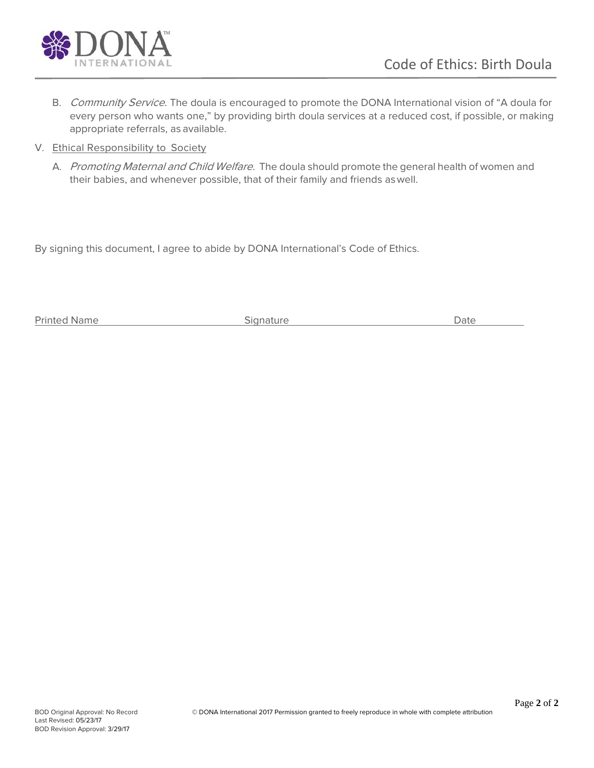B. *Community Service.* The doula is encouraged to promote the DONA International vision of "A doula for every person who wants one," by providing birth doula services at a reduced cost, if possible, or making appropriate referrals, as available.

V. Ethical Responsibility to Society

A. *Promoting Maternal and Child Welfare*. The doula should promote the general health of women and their babies, and whenever possible, that of their family and friends as well.

By signing this document, I agree to abide by DONA International's Code of Ethics.

Printed Name ______________________ Signature ______________________ Date __________

BOD Original Approval: No Record
Last Revised: 05/23/17
BOD Revision Approval: 3/29/17

© DONA International 2017 Permission granted to freely reproduce in whole with complete attribution